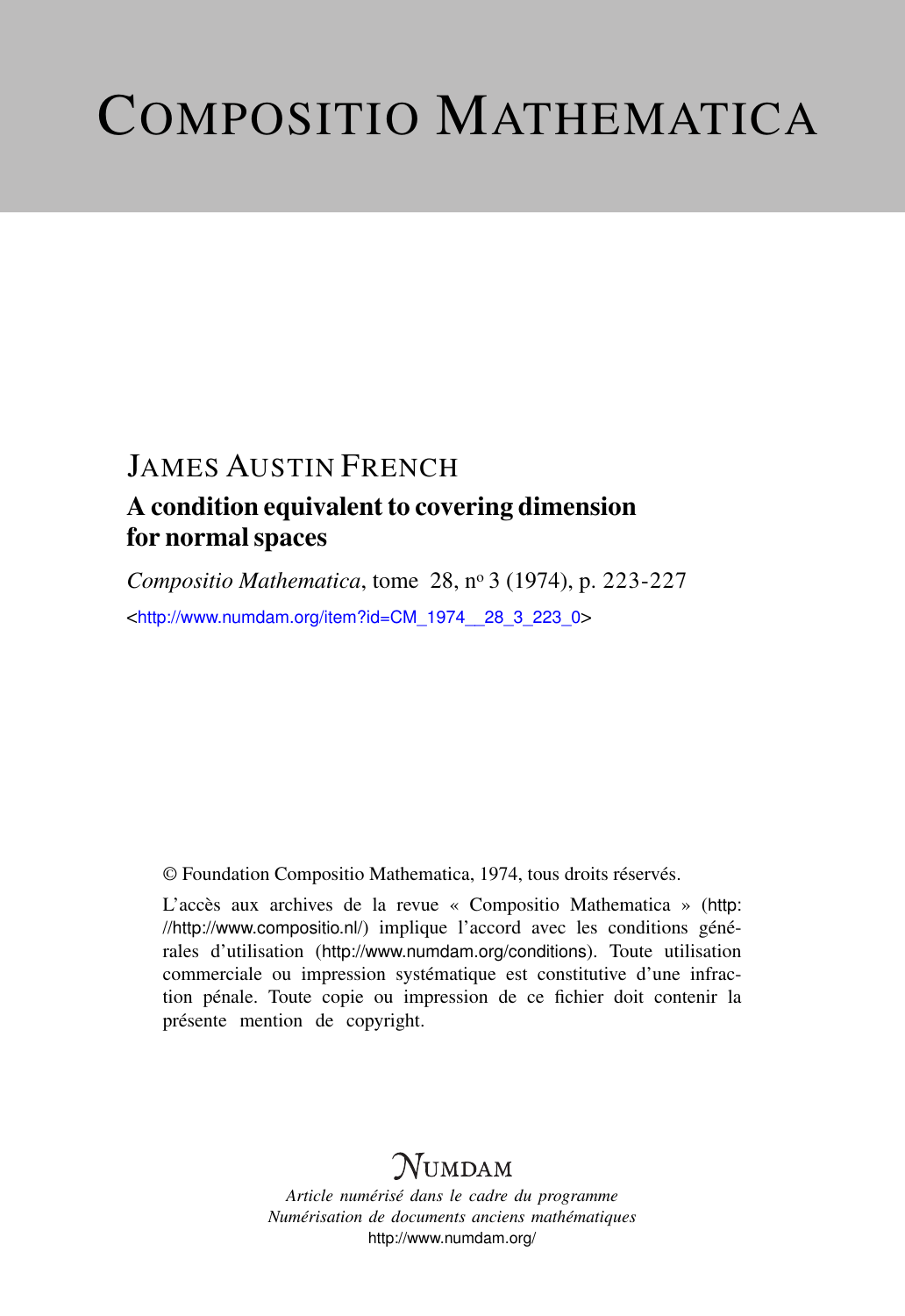# COMPOSITIO MATHEMATICA

## JAMES AUSTIN FRENCH

### A condition equivalent to covering dimension for normal spaces

*Compositio Mathematica*, tome 28, nº 3 (1974), p. 223-227

<http://www.numdam.org/item?id=CM_1974__28_3_223_0>

© Foundation Compositio Mathematica, 1974, tous droits réservés.

L'accès aux archives de la revue « Compositio Mathematica » (http://http://www.compositio.nl/) implique l'accord avec les conditions générales d'utilisation (http://www.numdam.org/conditions). Toute utilisation commerciale ou impression systématique est constitutive d'une infraction pénale. Toute copie ou impression de ce fichier doit contenir la présente mention de copyright.

NUMDAM

*Article numérisé dans le cadre du programme*
*Numérisation de documents anciens mathématiques*
http://www.numdam.org/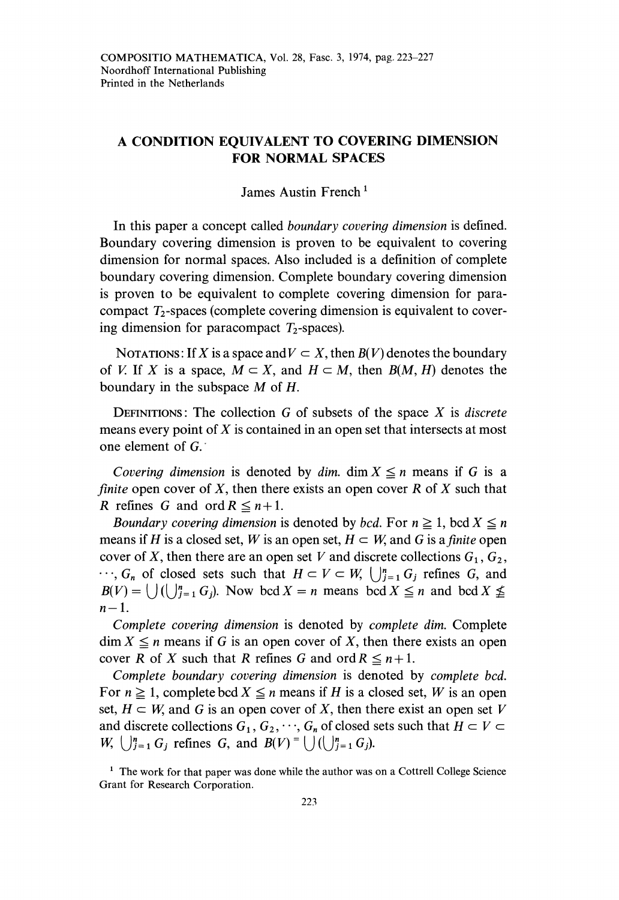COMPOSITIO MATHEMATICA, Vol. 28, Fasc. 3, 1974, pag. 223–227
Noordhoff International Publishing
Printed in the Netherlands

# A CONDITION EQUIVALENT TO COVERING DIMENSION FOR NORMAL SPACES

James Austin French[1]

In this paper a concept called *boundary covering dimension* is defined. Boundary covering dimension is proven to be equivalent to covering dimension for normal spaces. Also included is a definition of complete boundary covering dimension. Complete boundary covering dimension is proven to be equivalent to complete covering dimension for paracompact $T_2$-spaces (complete covering dimension is equivalent to covering dimension for paracompact $T_2$-spaces).

NOTATIONS: If $X$ is a space and $V \subset X$, then $B(V)$ denotes the boundary of $V$. If $X$ is a space, $M \subset X$, and $H \subset M$, then $B(M, H)$ denotes the boundary in the subspace $M$ of $H$.

DEFINITIONS: The collection $G$ of subsets of the space $X$ is *discrete* means every point of $X$ is contained in an open set that intersects at most one element of $G$.

*Covering dimension* is denoted by *dim*. $\dim X \leqq n$ means if $G$ is a *finite* open cover of $X$, then there exists an open cover $R$ of $X$ such that $R$ refines $G$ and $\operatorname{ord} R \leqq n+1$.

*Boundary covering dimension* is denoted by *bcd*. For $n \geqq 1$, $\operatorname{bcd} X \leqq n$ means if $H$ is a closed set, $W$ is an open set, $H \subset W$, and $G$ is a *finite* open cover of $X$, then there are an open set $V$ and discrete collections $G_1, G_2, \cdots, G_n$ of closed sets such that $H \subset V \subset W$, $\bigcup_{j=1}^{n} G_j$ refines $G$, and $B(V) = \bigcup(\bigcup_{j=1}^{n} G_j)$. Now $\operatorname{bcd} X = n$ means $\operatorname{bcd} X \leqq n$ and $\operatorname{bcd} X \nleqq n-1$.

*Complete covering dimension* is denoted by *complete dim*. Complete $\dim X \leqq n$ means if $G$ is an open cover of $X$, then there exists an open cover $R$ of $X$ such that $R$ refines $G$ and $\operatorname{ord} R \leqq n+1$.

*Complete boundary covering dimension* is denoted by *complete bcd*. For $n \geqq 1$, complete $\operatorname{bcd} X \leqq n$ means if $H$ is a closed set, $W$ is an open set, $H \subset W$, and $G$ is an open cover of $X$, then there exist an open set $V$ and discrete collections $G_1, G_2, \cdots, G_n$ of closed sets such that $H \subset V \subset W$, $\bigcup_{j=1}^{n} G_j$ refines $G$, and $B(V) = \bigcup(\bigcup_{j=1}^{n} G_j)$.

[1] The work for that paper was done while the author was on a Cottrell College Science Grant for Research Corporation.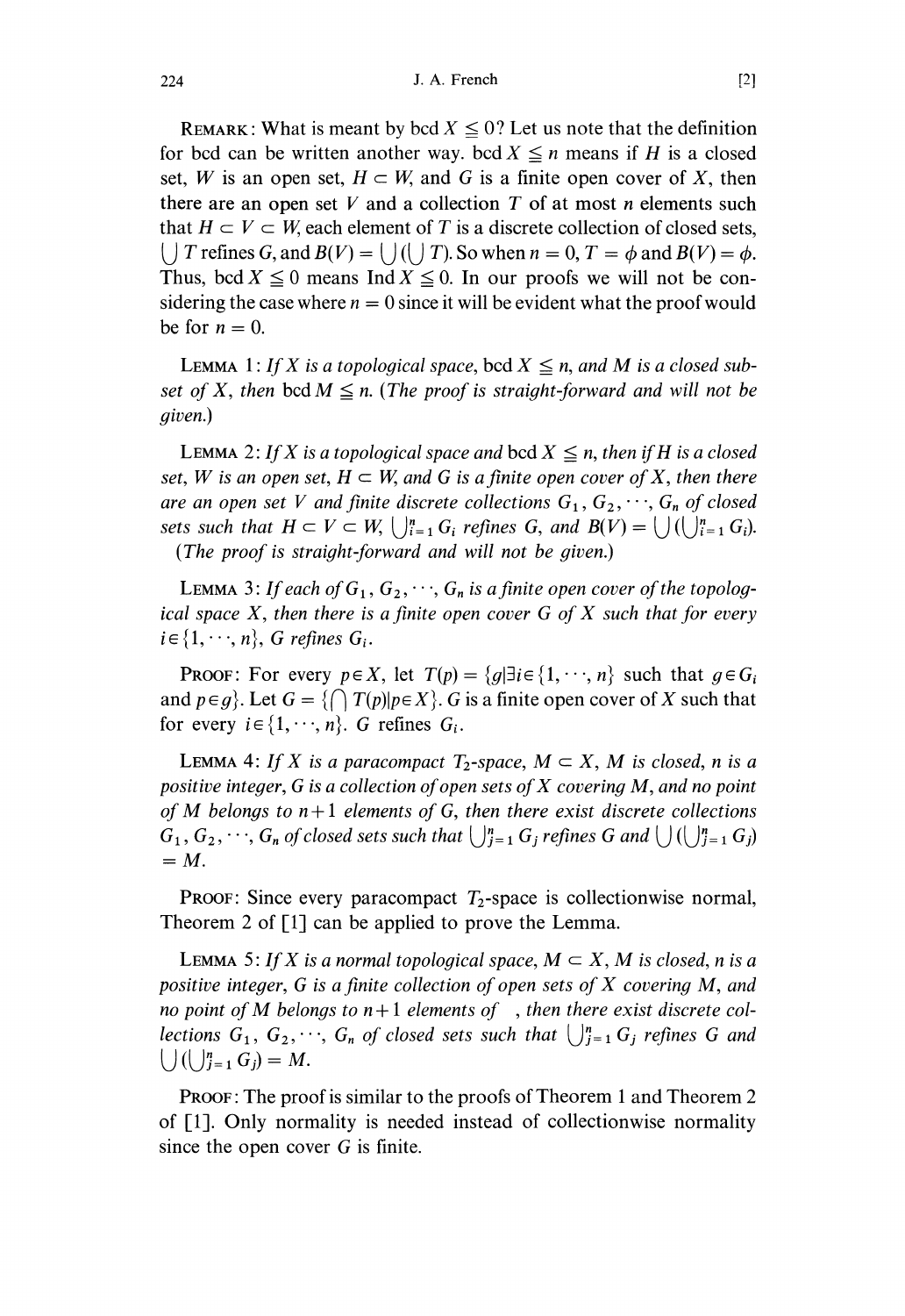REMARK: What is meant by bcd $X \leqq 0$? Let us note that the definition for bcd can be written another way. bcd $X \leqq n$ means if $H$ is a closed set, $W$ is an open set, $H \subset W$, and $G$ is a finite open cover of $X$, then there are an open set $V$ and a collection $T$ of at most $n$ elements such that $H \subset V \subset W$, each element of $T$ is a discrete collection of closed sets, $\bigcup T$ refines $G$, and $B(V) = \bigcup(\bigcup T)$. So when $n = 0$, $T = \phi$ and $B(V) = \phi$. Thus, bcd $X \leqq 0$ means Ind $X \leqq 0$. In our proofs we will not be considering the case where $n = 0$ since it will be evident what the proof would be for $n = 0$.

LEMMA 1: *If $X$ is a topological space, bcd $X \leqq n$, and $M$ is a closed subset of $X$, then bcd $M \leqq n$. (The proof is straight-forward and will not be given.)*

LEMMA 2: *If $X$ is a topological space and bcd $X \leqq n$, then if $H$ is a closed set, $W$ is an open set, $H \subset W$, and $G$ is a finite open cover of $X$, then there are an open set $V$ and finite discrete collections $G_1, G_2, \cdots, G_n$ of closed sets such that $H \subset V \subset W$, $\bigcup_{i=1}^{n} G_i$ refines $G$, and $B(V) = \bigcup(\bigcup_{i=1}^{n} G_i)$. (The proof is straight-forward and will not be given.)*

LEMMA 3: *If each of $G_1, G_2, \cdots, G_n$ is a finite open cover of the topological space $X$, then there is a finite open cover $G$ of $X$ such that for every $i \in \{1, \cdots, n\}$, $G$ refines $G_i$.*

PROOF: For every $p \in X$, let $T(p) = \{g | \exists i \in \{1, \cdots, n\}$ such that $g \in G_i$ and $p \in g\}$. Let $G = \{\bigcap T(p) | p \in X\}$. $G$ is a finite open cover of $X$ such that for every $i \in \{1, \cdots, n\}$. $G$ refines $G_i$.

LEMMA 4: *If $X$ is a paracompact $T_2$-space, $M \subset X$, $M$ is closed, $n$ is a positive integer, $G$ is a collection of open sets of $X$ covering $M$, and no point of $M$ belongs to $n+1$ elements of $G$, then there exist discrete collections $G_1, G_2, \cdots, G_n$ of closed sets such that $\bigcup_{j=1}^{n} G_j$ refines $G$ and $\bigcup(\bigcup_{j=1}^{n} G_j) = M$.*

PROOF: Since every paracompact $T_2$-space is collectionwise normal, Theorem 2 of [1] can be applied to prove the Lemma.

LEMMA 5: *If $X$ is a normal topological space, $M \subset X$, $M$ is closed, $n$ is a positive integer, $G$ is a finite collection of open sets of $X$ covering $M$, and no point of $M$ belongs to $n+1$ elements of , then there exist discrete collections $G_1, G_2, \cdots, G_n$ of closed sets such that $\bigcup_{j=1}^{n} G_j$ refines $G$ and $\bigcup(\bigcup_{j=1}^{n} G_j) = M$.*

PROOF: The proof is similar to the proofs of Theorem 1 and Theorem 2 of [1]. Only normality is needed instead of collectionwise normality since the open cover $G$ is finite.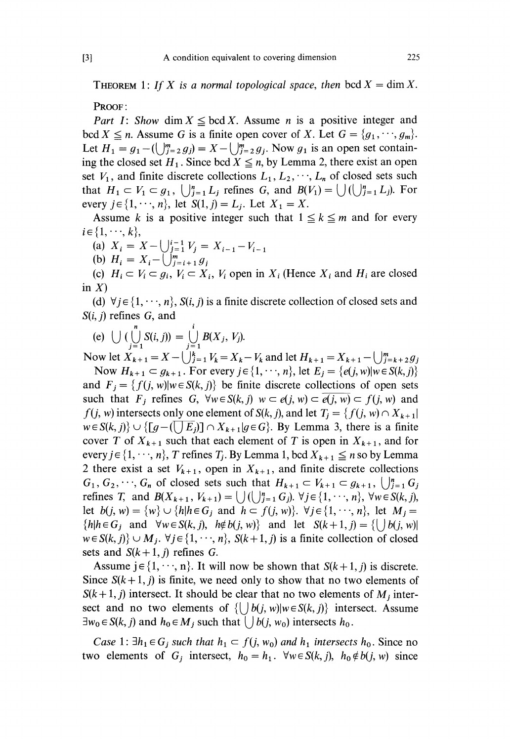THEOREM 1: *If $X$ is a normal topological space, then* $\operatorname{bcd} X = \dim X$.

PROOF:

*Part I*: *Show* $\dim X \leqq \operatorname{bcd} X$. Assume $n$ is a positive integer and $\operatorname{bcd} X \leqq n$. Assume $G$ is a finite open cover of $X$. Let $G = \{g_1, \cdots, g_m\}$. Let $H_1 = g_1 - (\bigcup_{j=2}^m g_j) = X - \bigcup_{j=2}^m g_j$. Now $g_1$ is an open set containing the closed set $H_1$. Since $\operatorname{bcd} X \leqq n$, by Lemma 2, there exist an open set $V_1$, and finite discrete collections $L_1, L_2, \cdots, L_n$ of closed sets such that $H_1 \subset V_1 \subset g_1$, $\bigcup_{j=1}^n L_j$ refines $G$, and $B(V_1) = \bigcup(\bigcup_{j=1}^n L_j)$. For every $j \in \{1, \cdots, n\}$, let $S(1, j) = L_j$. Let $X_1 = X$.

Assume $k$ is a positive integer such that $1 \leqq k \leqq m$ and for every $i \in \{1, \cdots, k\}$,

(a) $X_i = X - \bigcup_{j=1}^{i-1} V_j = X_{i-1} - V_{i-1}$

(b) $H_i = X_i - \bigcup_{j=i+1}^m g_j$

(c) $H_i \subset V_i \subset g_i$, $V_i \subset X_i$, $V_i$ open in $X_i$ (Hence $X_i$ and $H_i$ are closed in $X$)

(d) $\forall j \in \{1, \cdots, n\}$, $S(i, j)$ is a finite discrete collection of closed sets and $S(i, j)$ refines $G$, and

(e) $\bigcup(\bigcup_{j=1}^n S(i, j)) = \bigcup_{j=1}^i B(X_j, V_j)$.

Now let $X_{k+1} = X - \bigcup_{j=1}^k V_k = X_k - V_k$ and let $H_{k+1} = X_{k+1} - \bigcup_{j=k+2}^m g_j$

Now $H_{k+1} \subset g_{k+1}$. For every $j \in \{1, \cdots, n\}$, let $E_j = \{e(j, w) | w \in S(k, j)\}$ and $F_j = \{f(j, w) | w \in S(k, j)\}$ be finite discrete collections of open sets such that $F_j$ refines $G$, $\forall w \in S(k, j)$ $w \subset e(j, w) \subset \overline{e(j, w)} \subset f(j, w)$ and $f(j, w)$ intersects only one element of $S(k, j)$, and let $T_j = \{f(j, w) \cap X_{k+1} | w \in S(k, j)\} \cup \{[g - (\bigcup \overline{E}_j)] \cap X_{k+1} | g \in G\}$. By Lemma 3, there is a finite cover $T$ of $X_{k+1}$ such that each element of $T$ is open in $X_{k+1}$, and for every $j \in \{1, \cdots, n\}$, $T$ refines $T_j$. By Lemma 1, $\operatorname{bcd} X_{k+1} \leqq n$ so by Lemma 2 there exist a set $V_{k+1}$, open in $X_{k+1}$, and finite discrete collections $G_1, G_2, \cdots, G_n$ of closed sets such that $H_{k+1} \subset V_{k+1} \subset g_{k+1}$, $\bigcup_{j=1}^n G_j$ refines $T$, and $B(X_{k+1}, V_{k+1}) = \bigcup(\bigcup_{j=1}^n G_j)$. $\forall j \in \{1, \cdots, n\}$, $\forall w \in S(k, j)$, let $b(j, w) = \{w\} \cup \{h | h \in G_j$ and $h \subset f(j, w)\}$. $\forall j \in \{1, \cdots, n\}$, let $M_j = \{h | h \in G_j$ and $\forall w \in S(k, j)$, $h \notin b(j, w)\}$ and let $S(k+1, j) = \{\bigcup b(j, w) | w \in S(k, j)\} \cup M_j$. $\forall j \in \{1, \cdots, n\}$, $S(k+1, j)$ is a finite collection of closed sets and $S(k+1, j)$ refines $G$.

Assume $j \in \{1, \cdots, n\}$. It will now be shown that $S(k+1, j)$ is discrete. Since $S(k+1, j)$ is finite, we need only to show that no two elements of $S(k+1, j)$ intersect. It should be clear that no two elements of $M_j$ intersect and no two elements of $\{\bigcup b(j, w) | w \in S(k, j)\}$ intersect. Assume $\exists w_0 \in S(k, j)$ and $h_0 \in M_j$ such that $\bigcup b(j, w_0)$ intersects $h_0$.

*Case* 1: $\exists h_1 \in G_j$ *such that* $h_1 \subset f(j, w_0)$ *and* $h_1$ *intersects* $h_0$. Since no two elements of $G_j$ intersect, $h_0 = h_1$. $\forall w \in S(k, j)$, $h_0 \notin b(j, w)$ since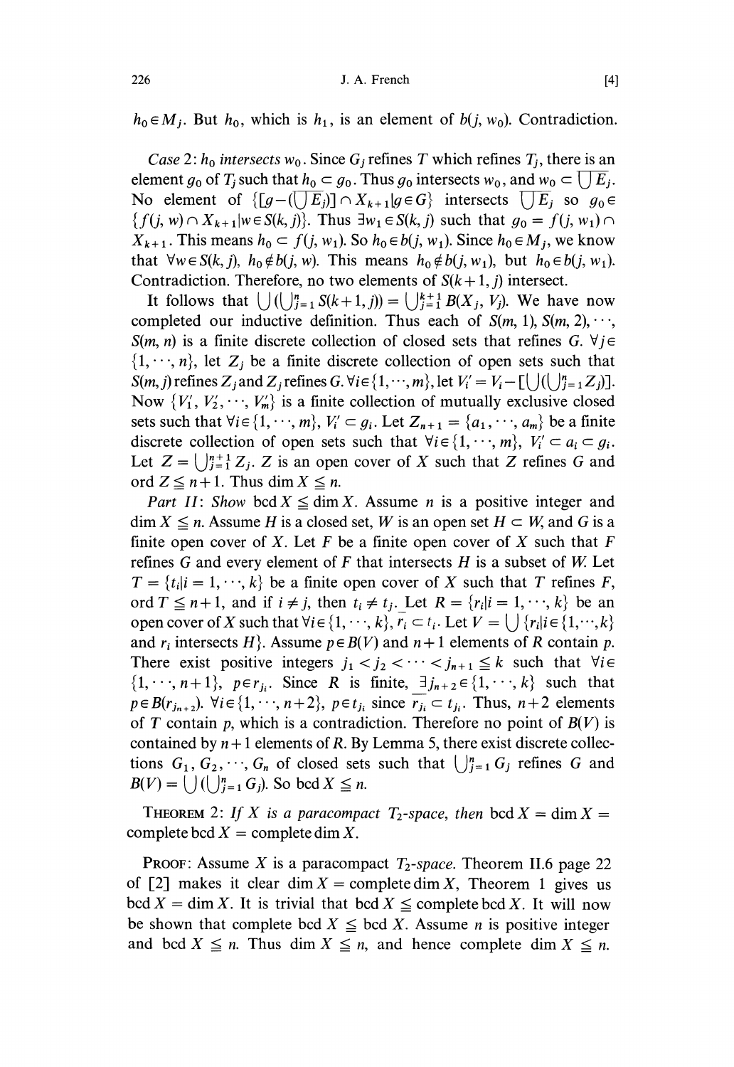$h_0 \in M_j$. But $h_0$, which is $h_1$, is an element of $b(j, w_0)$. Contradiction.

*Case 2*: $h_0$ *intersects* $w_0$. Since $G_j$ refines $T$ which refines $T_j$, there is an element $g_0$ of $T_j$ such that $h_0 \subset g_0$. Thus $g_0$ intersects $w_0$, and $w_0 \subset \overline{\bigcup E_j}$. No element of $\{[g - (\bigcup E_j)] \cap X_{k+1} | g \in G\}$ intersects $\overline{\bigcup E_j}$ so $g_0 \in \{f(j, w) \cap X_{k+1} | w \in S(k, j)\}$. Thus $\exists w_1 \in S(k, j)$ such that $g_0 = f(j, w_1) \cap X_{k+1}$. This means $h_0 \subset f(j, w_1)$. So $h_0 \in b(j, w_1)$. Since $h_0 \in M_j$, we know that $\forall w \in S(k, j)$, $h_0 \notin b(j, w)$. This means $h_0 \notin b(j, w_1)$, but $h_0 \in b(j, w_1)$. Contradiction. Therefore, no two elements of $S(k+1, j)$ intersect.

It follows that $\bigcup (\bigcup_{j=1}^{n} S(k+1, j)) = \bigcup_{j=1}^{k+1} B(X_j, V_j)$. We have now completed our inductive definition. Thus each of $S(m, 1), S(m, 2), \cdots, S(m, n)$ is a finite discrete collection of closed sets that refines $G$. $\forall j \in \{1, \cdots, n\}$, let $Z_j$ be a finite discrete collection of open sets such that $S(m, j)$ refines $Z_j$ and $Z_j$ refines $G$. $\forall i \in \{1, \cdots, m\}$, let $V_i' = V_i - [\bigcup (\bigcup_{j=1}^{n} Z_j)]$. Now $\{V_1', V_2', \cdots, V_m'\}$ is a finite collection of mutually exclusive closed sets such that $\forall i \in \{1, \cdots, m\}$, $V_i' \subset g_i$. Let $Z_{n+1} = \{a_1, \cdots, a_m\}$ be a finite discrete collection of open sets such that $\forall i \in \{1, \cdots, m\}$, $V_i' \subset a_i \subset g_i$. Let $Z = \bigcup_{j=1}^{n+1} Z_j$. $Z$ is an open cover of $X$ such that $Z$ refines $G$ and $\operatorname{ord} Z \leqq n+1$. Thus $\dim X \leqq n$.

*Part II*: *Show* $\operatorname{bcd} X \leqq \dim X$. Assume $n$ is a positive integer and $\dim X \leqq n$. Assume $H$ is a closed set, $W$ is an open set $H \subset W$, and $G$ is a finite open cover of $X$. Let $F$ be a finite open cover of $X$ such that $F$ refines $G$ and every element of $F$ that intersects $H$ is a subset of $W$. Let $T = \{t_i | i = 1, \cdots, k\}$ be a finite open cover of $X$ such that $T$ refines $F$, $\operatorname{ord} T \leqq n+1$, and if $i \neq j$, then $t_i \neq t_j$. Let $R = \{r_i | i = 1, \cdots, k\}$ be an open cover of $X$ such that $\forall i \in \{1, \cdots, k\}$, $\overline{r_i} \subset t_i$. Let $V = \bigcup \{r_i | i \in \{1, \cdots, k\}$ and $r_i$ intersects $H\}$. Assume $p \in B(V)$ and $n+1$ elements of $R$ contain $p$. There exist positive integers $j_1 < j_2 < \cdots < j_{n+1} \leqq k$ such that $\forall i \in \{1, \cdots, n+1\}$, $p \in r_{j_i}$. Since $R$ is finite, $\exists j_{n+2} \in \{1, \cdots, k\}$ such that $p \in B(r_{j_{n+2}})$. $\forall i \in \{1, \cdots, n+2\}$, $p \in t_{j_i}$ since $\overline{r_{j_i}} \subset t_{j_i}$. Thus, $n+2$ elements of $T$ contain $p$, which is a contradiction. Therefore no point of $B(V)$ is contained by $n+1$ elements of $R$. By Lemma 5, there exist discrete collections $G_1, G_2, \cdots, G_n$ of closed sets such that $\bigcup_{j=1}^{n} G_j$ refines $G$ and $B(V) = \bigcup (\bigcup_{j=1}^{n} G_j)$. So $\operatorname{bcd} X \leqq n$.

THEOREM 2: *If $X$ is a paracompact $T_2$-space, then* $\operatorname{bcd} X = \dim X = \text{complete} \operatorname{bcd} X = \text{complete} \dim X$.

PROOF: Assume $X$ is a paracompact $T_2$-*space*. Theorem II.6 page 22 of [2] makes it clear $\dim X = \text{complete} \dim X$, Theorem 1 gives us $\operatorname{bcd} X = \dim X$. It is trivial that $\operatorname{bcd} X \leqq \text{complete} \operatorname{bcd} X$. It will now be shown that complete $\operatorname{bcd} X \leqq \operatorname{bcd} X$. Assume $n$ is positive integer and $\operatorname{bcd} X \leqq n$. Thus $\dim X \leqq n$, and hence complete $\dim X \leqq n$.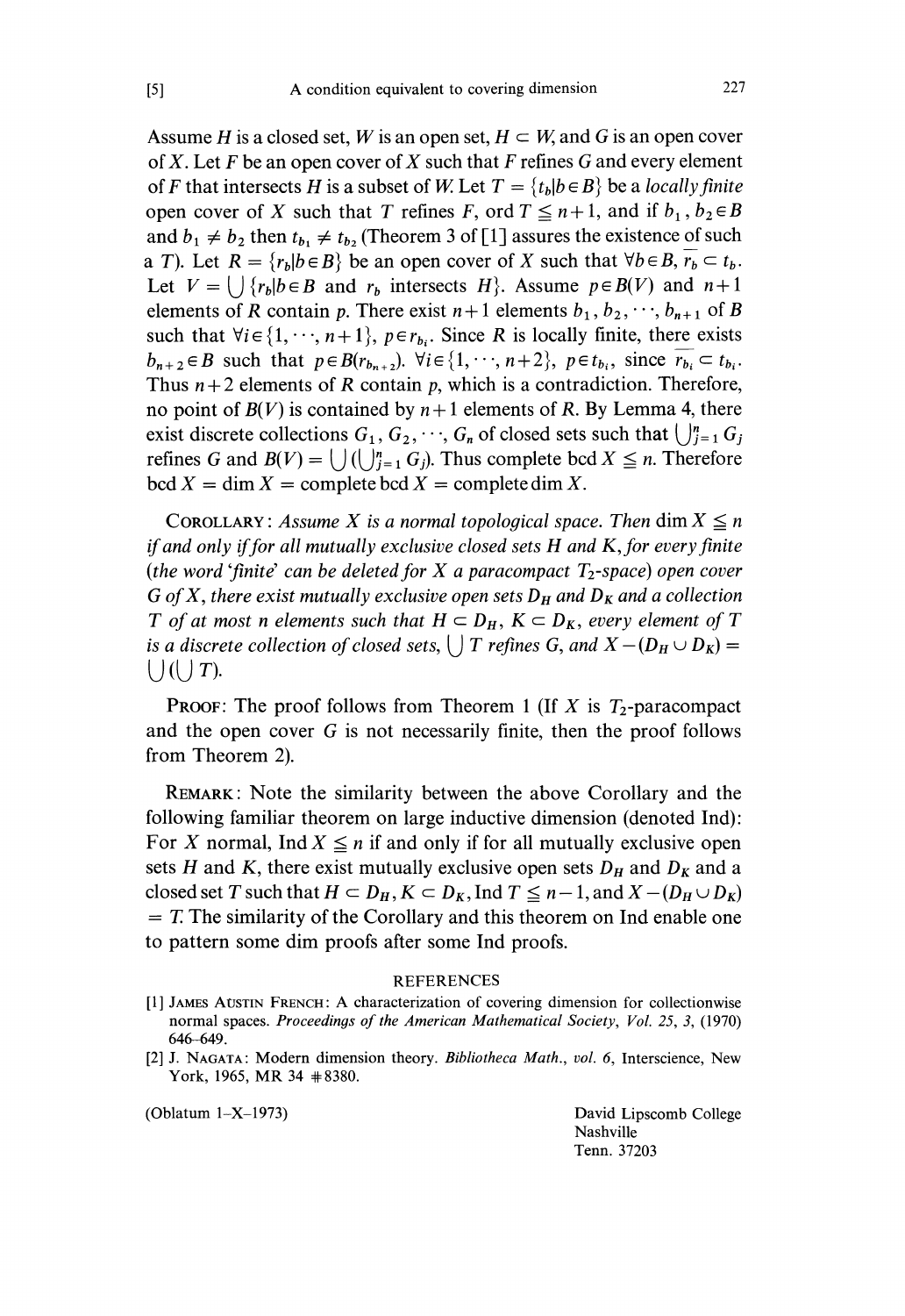Assume $H$ is a closed set, $W$ is an open set, $H \subset W$, and $G$ is an open cover of $X$. Let $F$ be an open cover of $X$ such that $F$ refines $G$ and every element of $F$ that intersects $H$ is a subset of $W$. Let $T = \{t_b | b \in B\}$ be a *locally finite* open cover of $X$ such that $T$ refines $F$, ord $T \leqq n+1$, and if $b_1, b_2 \in B$ and $b_1 \neq b_2$ then $t_{b_1} \neq t_{b_2}$ (Theorem 3 of [1] assures the existence of such a $T$). Let $R = \{r_b | b \in B\}$ be an open cover of $X$ such that $\forall b \in B$, $\overline{r_b} \subset t_b$. Let $V = \bigcup \{r_b | b \in B$ and $r_b$ intersects $H\}$. Assume $p \in B(V)$ and $n+1$ elements of $R$ contain $p$. There exist $n+1$ elements $b_1, b_2, \cdots, b_{n+1}$ of $B$ such that $\forall i \in \{1, \cdots, n+1\}$, $p \in r_{b_i}$. Since $R$ is locally finite, there exists $b_{n+2} \in B$ such that $p \in B(r_{b_{n+2}})$. $\forall i \in \{1, \cdots, n+2\}$, $p \in t_{b_i}$, since $\overline{r_{b_i}} \subset t_{b_i}$. Thus $n+2$ elements of $R$ contain $p$, which is a contradiction. Therefore, no point of $B(V)$ is contained by $n+1$ elements of $R$. By Lemma 4, there exist discrete collections $G_1, G_2, \cdots, G_n$ of closed sets such that $\bigcup_{j=1}^{n} G_j$ refines $G$ and $B(V) = \bigcup (\bigcup_{j=1}^{n} G_j)$. Thus complete bcd $X \leqq n$. Therefore bcd $X = \dim X =$ complete bcd $X =$ complete dim $X$.

Corollary: *Assume $X$ is a normal topological space. Then $\dim X \leqq n$ if and only if for all mutually exclusive closed sets $H$ and $K$, for every finite (the word 'finite' can be deleted for $X$ a paracompact $T_2$-space) open cover $G$ of $X$, there exist mutually exclusive open sets $D_H$ and $D_K$ and a collection $T$ of at most $n$ elements such that $H \subset D_H$, $K \subset D_K$, every element of $T$ is a discrete collection of closed sets, $\bigcup T$ refines $G$, and $X - (D_H \cup D_K) = \bigcup (\bigcup T)$.*

Proof: The proof follows from Theorem 1 (If $X$ is $T_2$-paracompact and the open cover $G$ is not necessarily finite, then the proof follows from Theorem 2).

Remark: Note the similarity between the above Corollary and the following familiar theorem on large inductive dimension (denoted Ind): For $X$ normal, Ind $X \leqq n$ if and only if for all mutually exclusive open sets $H$ and $K$, there exist mutually exclusive open sets $D_H$ and $D_K$ and a closed set $T$ such that $H \subset D_H$, $K \subset D_K$, Ind $T \leqq n-1$, and $X - (D_H \cup D_K) = T$. The similarity of the Corollary and this theorem on Ind enable one to pattern some dim proofs after some Ind proofs.

## REFERENCES

[1] James Austin French: A characterization of covering dimension for collectionwise normal spaces. *Proceedings of the American Mathematical Society, Vol. 25, 3,* (1970) 646–649.

[2] J. Nagata: Modern dimension theory. *Bibliotheca Math., vol. 6,* Interscience, New York, 1965, MR 34 #8380.

(Oblatum 1–X–1973)

David Lipscomb College
Nashville
Tenn. 37203